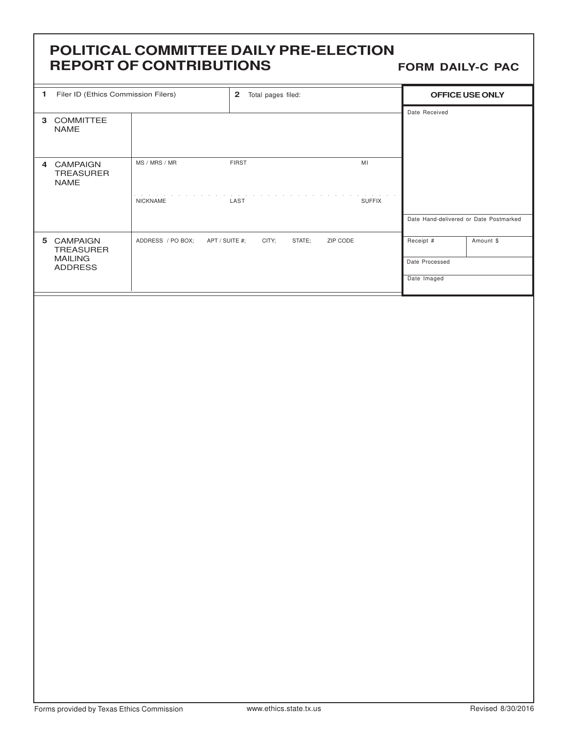# POLITICAL COMMITTEE DAILY PRE-ELECTION REPORT OF CONTRIBUTIONS

**FORM DAILY-C PAC**

| | | | **OFFICE USE ONLY** |
|---|---|---|---|
| **1** Filer ID (Ethics Commission Filers) | | **2** Total pages filed: | Date Received |
| **3** COMMITTEE NAME | | | |
| **4** CAMPAIGN TREASURER NAME | MS / MRS / MR &nbsp;&nbsp; FIRST &nbsp;&nbsp; MI | | |
| | NICKNAME &nbsp;&nbsp; LAST &nbsp;&nbsp; SUFFIX | | Date Hand-delivered or Date Postmarked |
| **5** CAMPAIGN TREASURER MAILING ADDRESS | ADDRESS / PO BOX; &nbsp;&nbsp; APT / SUITE #; &nbsp;&nbsp; CITY; &nbsp;&nbsp; STATE; &nbsp;&nbsp; ZIP CODE | | Receipt # &nbsp;&nbsp; Amount $ |
| | | | Date Processed |
| | | | Date Imaged |

Forms provided by Texas Ethics Commission &nbsp;&nbsp; www.ethics.state.tx.us &nbsp;&nbsp; Revised 8/30/2016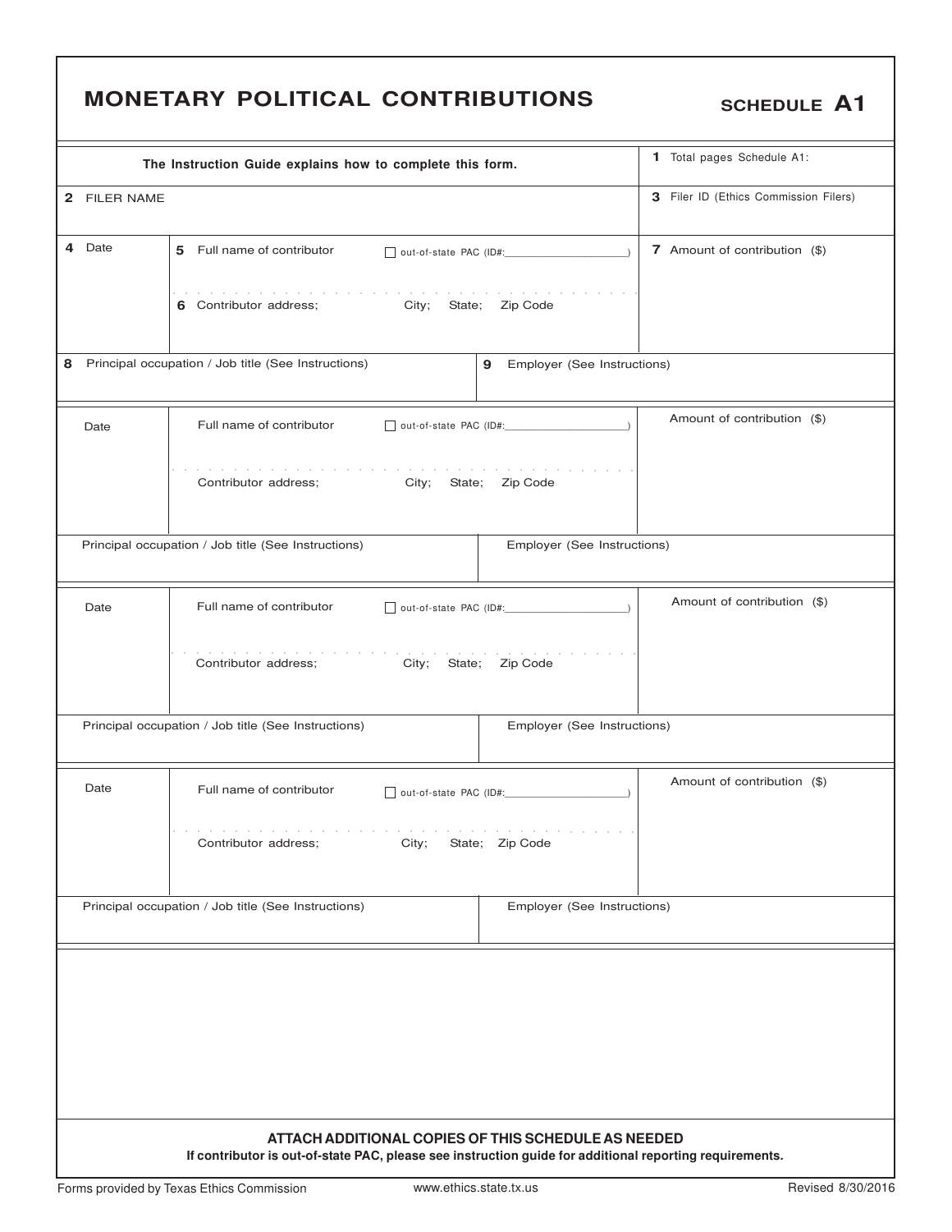# MONETARY POLITICAL CONTRIBUTIONS

**SCHEDULE A1**

| The Instruction Guide explains how to complete this form. | | | 1 Total pages Schedule A1: |
|---|---|---|---|
| 2 FILER NAME | | | 3 Filer ID (Ethics Commission Filers) |
| 4 Date | 5 Full name of contributor ☐ out-of-state PAC (ID#:\_\_\_\_\_\_\_\_\_\_)<br>6 Contributor address; City; State; Zip Code | | 7 Amount of contribution ($) |
| 8 Principal occupation / Job title (See Instructions) | | 9 Employer (See Instructions) | |
| Date | Full name of contributor ☐ out-of-state PAC (ID#:\_\_\_\_\_\_\_\_\_\_)<br>Contributor address; City; State; Zip Code | | Amount of contribution ($) |
| Principal occupation / Job title (See Instructions) | | Employer (See Instructions) | |
| Date | Full name of contributor ☐ out-of-state PAC (ID#:\_\_\_\_\_\_\_\_\_\_)<br>Contributor address; City; State; Zip Code | | Amount of contribution ($) |
| Principal occupation / Job title (See Instructions) | | Employer (See Instructions) | |
| Date | Full name of contributor ☐ out-of-state PAC (ID#:\_\_\_\_\_\_\_\_\_\_)<br>Contributor address; City; State; Zip Code | | Amount of contribution ($) |
| Principal occupation / Job title (See Instructions) | | Employer (See Instructions) | |

**ATTACH ADDITIONAL COPIES OF THIS SCHEDULE AS NEEDED**

**If contributor is out-of-state PAC, please see instruction guide for additional reporting requirements.**

Forms provided by Texas Ethics Commission www.ethics.state.tx.us Revised 8/30/2016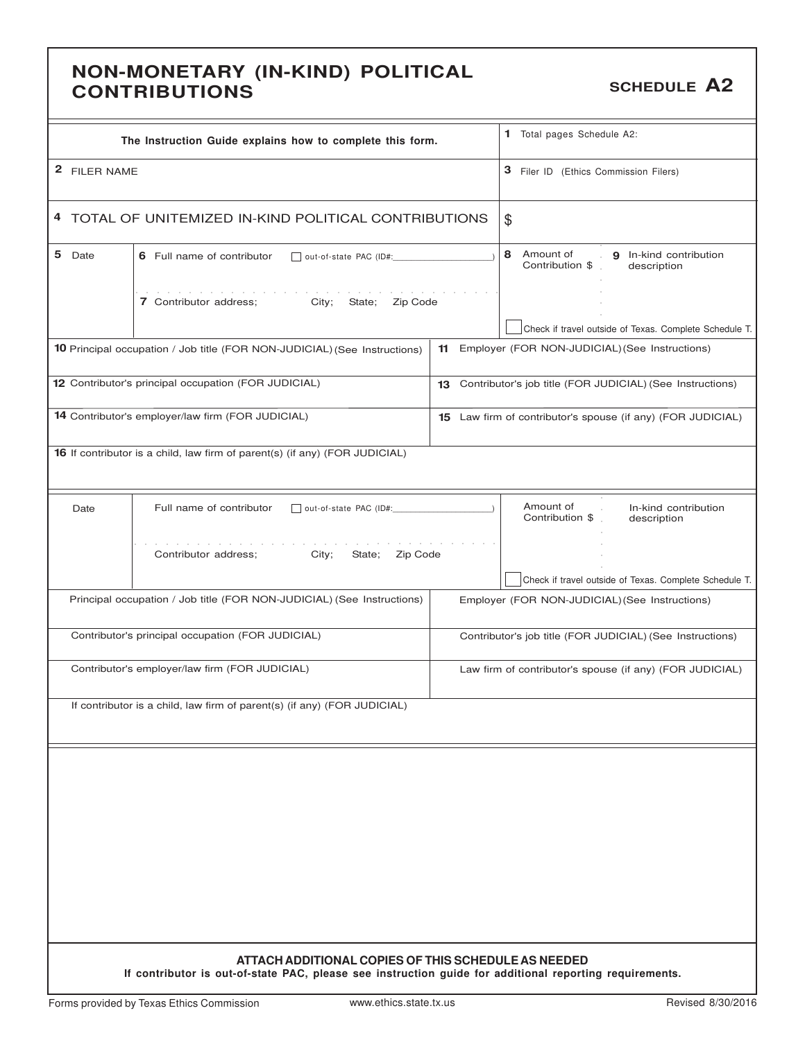# NON-MONETARY (IN-KIND) POLITICAL CONTRIBUTIONS

**SCHEDULE A2**

| The Instruction Guide explains how to complete this form. | 1 Total pages Schedule A2: |
|---|---|
| 2 FILER NAME | 3 Filer ID (Ethics Commission Filers) |
| 4 TOTAL OF UNITEMIZED IN-KIND POLITICAL CONTRIBUTIONS | $ |

| 5 Date | 6 Full name of contributor ☐ out-of-state PAC (ID#: ) <br> 7 Contributor address; City; State; Zip Code | 8 Amount of Contribution $ | 9 In-kind contribution description <br> ☐ Check if travel outside of Texas. Complete Schedule T. |
|---|---|---|---|

| 10 Principal occupation / Job title (FOR NON-JUDICIAL) (See Instructions) | 11 Employer (FOR NON-JUDICIAL) (See Instructions) |
|---|---|
| 12 Contributor's principal occupation (FOR JUDICIAL) | 13 Contributor's job title (FOR JUDICIAL) (See Instructions) |
| 14 Contributor's employer/law firm (FOR JUDICIAL) | 15 Law firm of contributor's spouse (if any) (FOR JUDICIAL) |
| 16 If contributor is a child, law firm of parent(s) (if any) (FOR JUDICIAL) | |

| Date | Full name of contributor ☐ out-of-state PAC (ID#: ) <br> Contributor address; City; State; Zip Code | Amount of Contribution $ | In-kind contribution description <br> ☐ Check if travel outside of Texas. Complete Schedule T. |
|---|---|---|---|

| Principal occupation / Job title (FOR NON-JUDICIAL) (See Instructions) | Employer (FOR NON-JUDICIAL) (See Instructions) |
|---|---|
| Contributor's principal occupation (FOR JUDICIAL) | Contributor's job title (FOR JUDICIAL) (See Instructions) |
| Contributor's employer/law firm (FOR JUDICIAL) | Law firm of contributor's spouse (if any) (FOR JUDICIAL) |
| If contributor is a child, law firm of parent(s) (if any) (FOR JUDICIAL) | |

**ATTACH ADDITIONAL COPIES OF THIS SCHEDULE AS NEEDED**

**If contributor is out-of-state PAC, please see instruction guide for additional reporting requirements.**

Forms provided by Texas Ethics Commission www.ethics.state.tx.us Revised 8/30/2016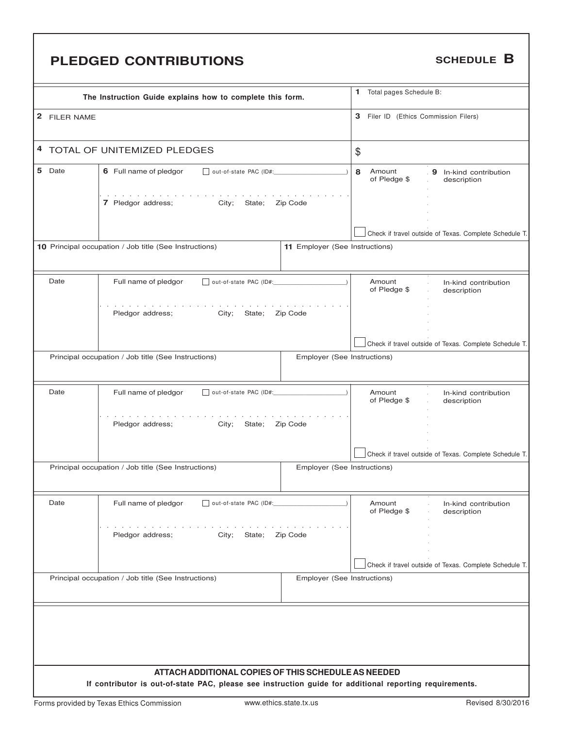# PLEDGED CONTRIBUTIONS

**SCHEDULE B**

| The Instruction Guide explains how to complete this form. | 1 Total pages Schedule B: |
|---|---|
| 2 FILER NAME | 3 Filer ID (Ethics Commission Filers) |
| 4 TOTAL OF UNITEMIZED PLEDGES | $ |

| 5 Date | 6 Full name of pledgor ☐ out-of-state PAC (ID#:\_\_\_\_\_\_\_\_\_\_) | 8 Amount of Pledge $ | 9 In-kind contribution description |
|---|---|---|---|
| | 7 Pledgor address; City; State; Zip Code | | ☐ Check if travel outside of Texas. Complete Schedule T. |
| 10 Principal occupation / Job title (See Instructions) | 11 Employer (See Instructions) | | |

| Date | Full name of pledgor ☐ out-of-state PAC (ID#:\_\_\_\_\_\_\_\_\_\_) | Amount of Pledge $ | In-kind contribution description |
|---|---|---|---|
| | Pledgor address; City; State; Zip Code | | ☐ Check if travel outside of Texas. Complete Schedule T. |
| Principal occupation / Job title (See Instructions) | Employer (See Instructions) | | |

| Date | Full name of pledgor ☐ out-of-state PAC (ID#:\_\_\_\_\_\_\_\_\_\_) | Amount of Pledge $ | In-kind contribution description |
|---|---|---|---|
| | Pledgor address; City; State; Zip Code | | ☐ Check if travel outside of Texas. Complete Schedule T. |
| Principal occupation / Job title (See Instructions) | Employer (See Instructions) | | |

| Date | Full name of pledgor ☐ out-of-state PAC (ID#:\_\_\_\_\_\_\_\_\_\_) | Amount of Pledge $ | In-kind contribution description |
|---|---|---|---|
| | Pledgor address; City; State; Zip Code | | ☐ Check if travel outside of Texas. Complete Schedule T. |
| Principal occupation / Job title (See Instructions) | Employer (See Instructions) | | |

**ATTACH ADDITIONAL COPIES OF THIS SCHEDULE AS NEEDED**

**If contributor is out-of-state PAC, please see instruction guide for additional reporting requirements.**

Forms provided by Texas Ethics Commission www.ethics.state.tx.us Revised 8/30/2016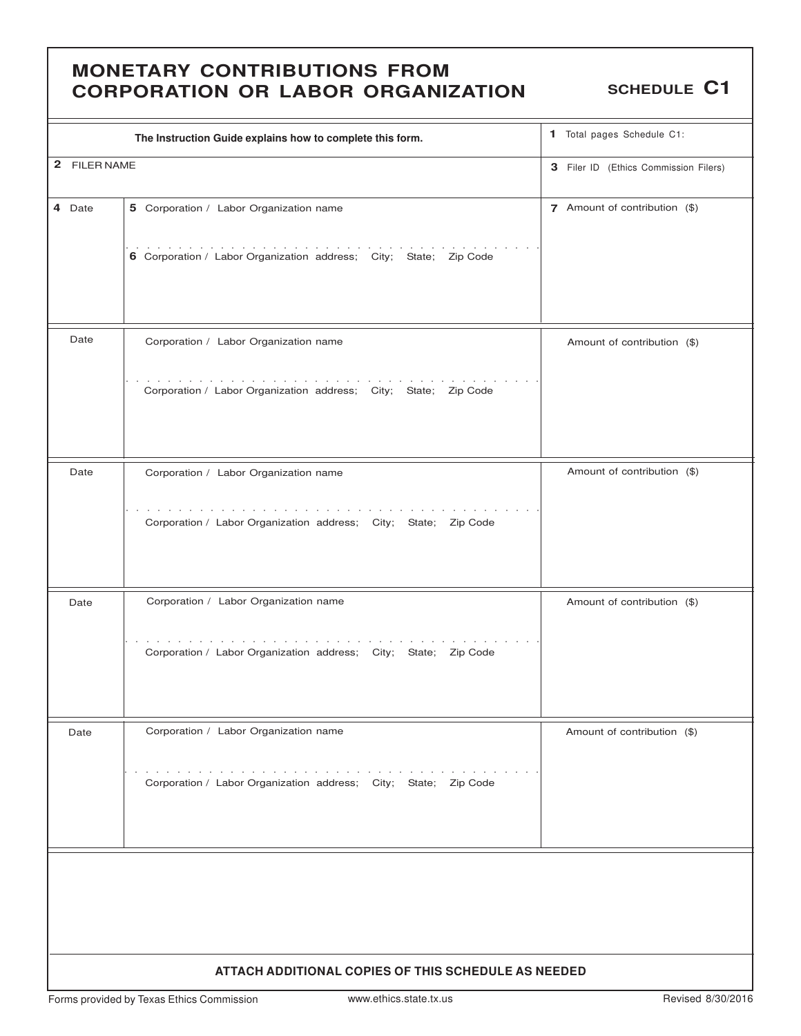# MONETARY CONTRIBUTIONS FROM CORPORATION OR LABOR ORGANIZATION

**SCHEDULE C1**

| **The Instruction Guide explains how to complete this form.** | | **1** Total pages Schedule C1: |
|---|---|---|
| **2** FILER NAME | | **3** Filer ID (Ethics Commission Filers) |
| **4** Date | **5** Corporation / Labor Organization name<br><br>**6** Corporation / Labor Organization address; City; State; Zip Code | **7** Amount of contribution ($) |
| Date | Corporation / Labor Organization name<br><br>Corporation / Labor Organization address; City; State; Zip Code | Amount of contribution ($) |
| Date | Corporation / Labor Organization name<br><br>Corporation / Labor Organization address; City; State; Zip Code | Amount of contribution ($) |
| Date | Corporation / Labor Organization name<br><br>Corporation / Labor Organization address; City; State; Zip Code | Amount of contribution ($) |
| Date | Corporation / Labor Organization name<br><br>Corporation / Labor Organization address; City; State; Zip Code | Amount of contribution ($) |

**ATTACH ADDITIONAL COPIES OF THIS SCHEDULE AS NEEDED**

Forms provided by Texas Ethics Commission www.ethics.state.tx.us Revised 8/30/2016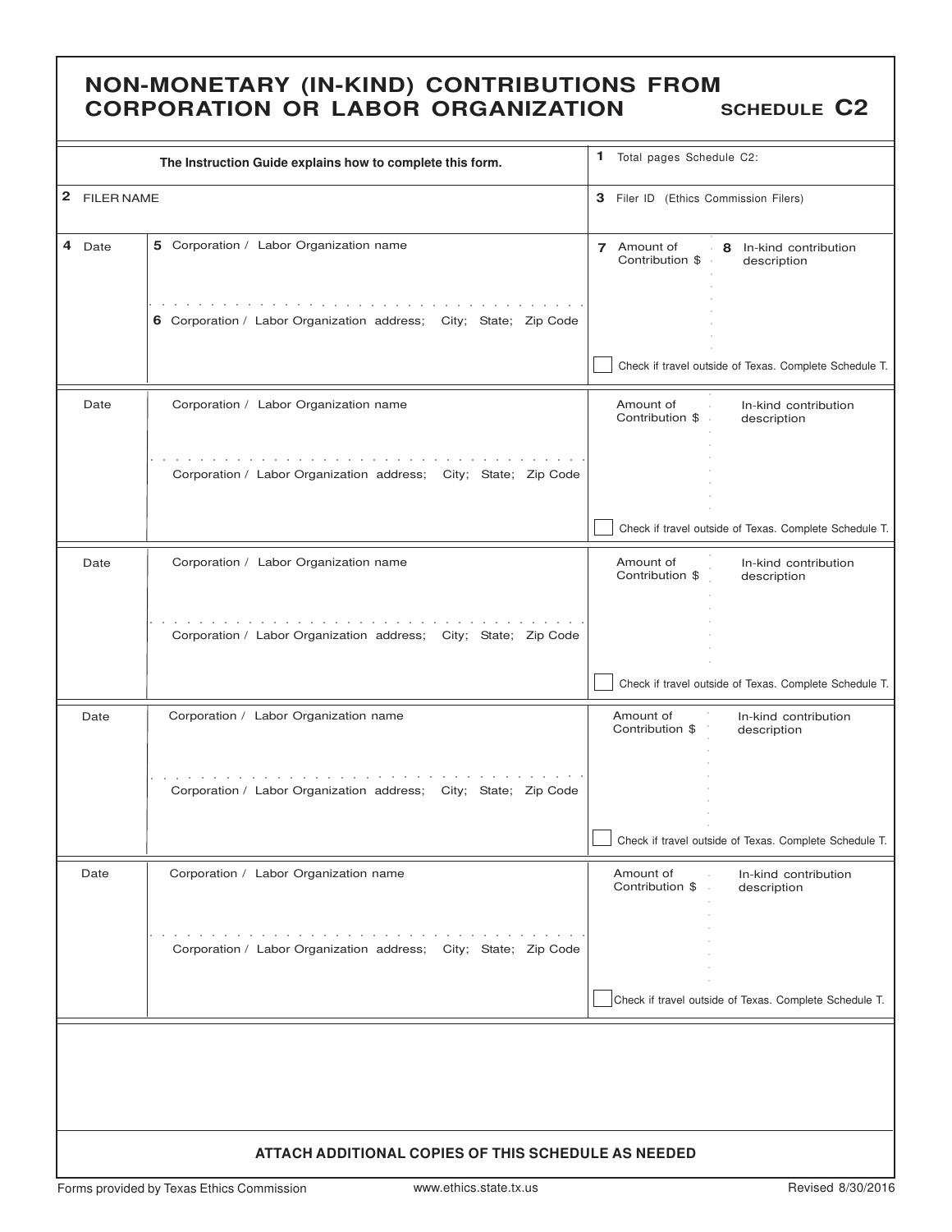# NON-MONETARY (IN-KIND) CONTRIBUTIONS FROM CORPORATION OR LABOR ORGANIZATION

**SCHEDULE C2**

| The Instruction Guide explains how to complete this form. | 1 Total pages Schedule C2: |
|---|---|
| 2 FILER NAME | 3 Filer ID (Ethics Commission Filers) |

| 4 Date | 5 Corporation / Labor Organization name<br>6 Corporation / Labor Organization address; City; State; Zip Code | 7 Amount of Contribution $ | 8 In-kind contribution description<br>☐ Check if travel outside of Texas. Complete Schedule T. |
|---|---|---|---|
| Date | Corporation / Labor Organization name<br>Corporation / Labor Organization address; City; State; Zip Code | Amount of Contribution $ | In-kind contribution description<br>☐ Check if travel outside of Texas. Complete Schedule T. |
| Date | Corporation / Labor Organization name<br>Corporation / Labor Organization address; City; State; Zip Code | Amount of Contribution $ | In-kind contribution description<br>☐ Check if travel outside of Texas. Complete Schedule T. |
| Date | Corporation / Labor Organization name<br>Corporation / Labor Organization address; City; State; Zip Code | Amount of Contribution $ | In-kind contribution description<br>☐ Check if travel outside of Texas. Complete Schedule T. |
| Date | Corporation / Labor Organization name<br>Corporation / Labor Organization address; City; State; Zip Code | Amount of Contribution $ | In-kind contribution description<br>☐ Check if travel outside of Texas. Complete Schedule T. |

**ATTACH ADDITIONAL COPIES OF THIS SCHEDULE AS NEEDED**

Forms provided by Texas Ethics Commission www.ethics.state.tx.us Revised 8/30/2016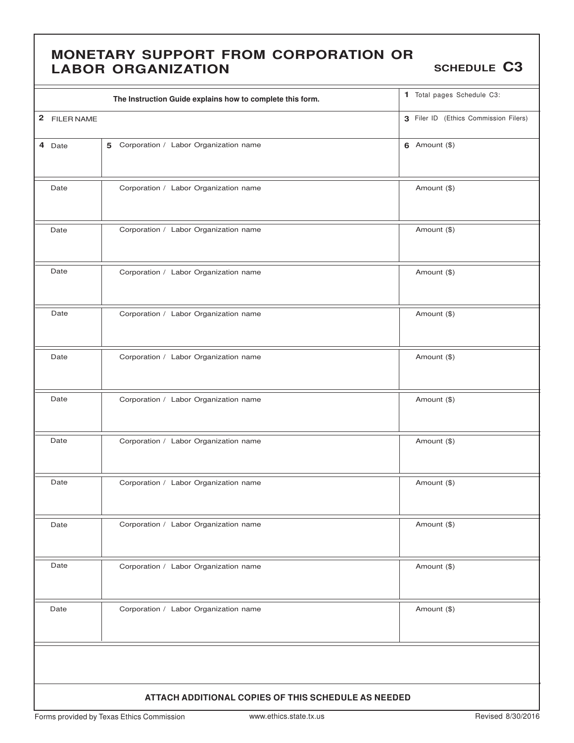# MONETARY SUPPORT FROM CORPORATION OR LABOR ORGANIZATION

**SCHEDULE C3**

| The Instruction Guide explains how to complete this form. | | 1 Total pages Schedule C3: |
|---|---|---|
| 2 FILER NAME | | 3 Filer ID (Ethics Commission Filers) |
| 4 Date | 5 Corporation / Labor Organization name | 6 Amount ($) |
| Date | Corporation / Labor Organization name | Amount ($) |
| Date | Corporation / Labor Organization name | Amount ($) |
| Date | Corporation / Labor Organization name | Amount ($) |
| Date | Corporation / Labor Organization name | Amount ($) |
| Date | Corporation / Labor Organization name | Amount ($) |
| Date | Corporation / Labor Organization name | Amount ($) |
| Date | Corporation / Labor Organization name | Amount ($) |
| Date | Corporation / Labor Organization name | Amount ($) |
| Date | Corporation / Labor Organization name | Amount ($) |
| Date | Corporation / Labor Organization name | Amount ($) |
| Date | Corporation / Labor Organization name | Amount ($) |

**ATTACH ADDITIONAL COPIES OF THIS SCHEDULE AS NEEDED**

Forms provided by Texas Ethics Commission www.ethics.state.tx.us Revised 8/30/2016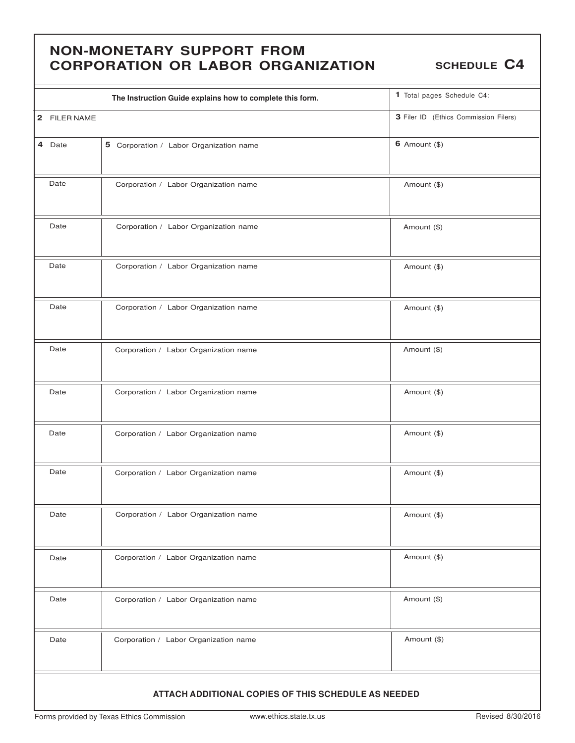# NON-MONETARY SUPPORT FROM CORPORATION OR LABOR ORGANIZATION

**SCHEDULE C4**

| The Instruction Guide explains how to complete this form. | | 1 Total pages Schedule C4: |
|---|---|---|
| 2 FILER NAME | | 3 Filer ID (Ethics Commission Filers) |
| 4 Date | 5 Corporation / Labor Organization name | 6 Amount ($) |
| Date | Corporation / Labor Organization name | Amount ($) |
| Date | Corporation / Labor Organization name | Amount ($) |
| Date | Corporation / Labor Organization name | Amount ($) |
| Date | Corporation / Labor Organization name | Amount ($) |
| Date | Corporation / Labor Organization name | Amount ($) |
| Date | Corporation / Labor Organization name | Amount ($) |
| Date | Corporation / Labor Organization name | Amount ($) |
| Date | Corporation / Labor Organization name | Amount ($) |
| Date | Corporation / Labor Organization name | Amount ($) |
| Date | Corporation / Labor Organization name | Amount ($) |
| Date | Corporation / Labor Organization name | Amount ($) |
| Date | Corporation / Labor Organization name | Amount ($) |

**ATTACH ADDITIONAL COPIES OF THIS SCHEDULE AS NEEDED**

Forms provided by Texas Ethics Commission www.ethics.state.tx.us Revised 8/30/2016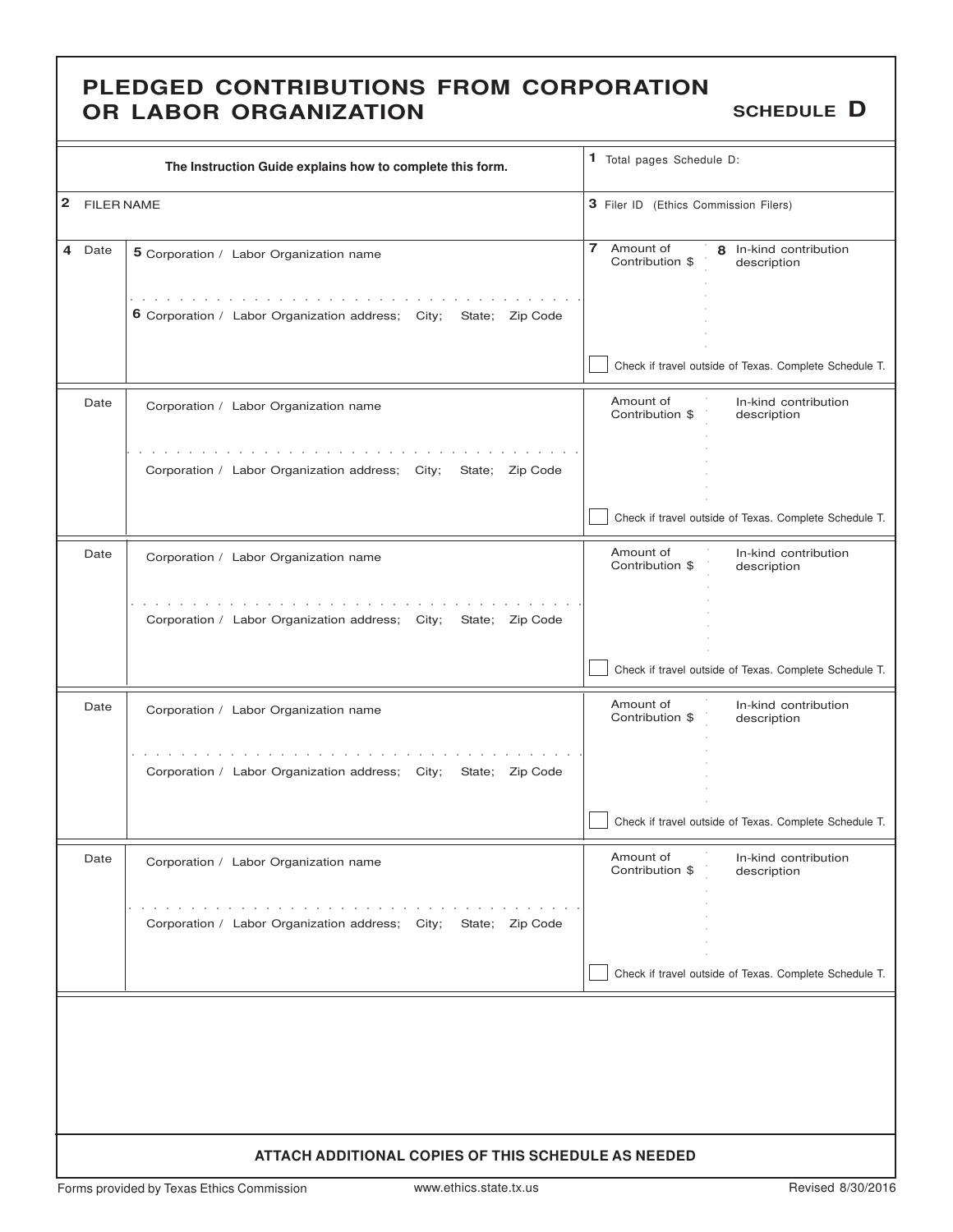# PLEDGED CONTRIBUTIONS FROM CORPORATION OR LABOR ORGANIZATION

**SCHEDULE D**

| **The Instruction Guide explains how to complete this form.** | | **1** Total pages Schedule D: |
|---|---|---|
| **2** FILER NAME | | **3** Filer ID (Ethics Commission Filers) |
| **4** Date | **5** Corporation / Labor Organization name<br><br>**6** Corporation / Labor Organization address; City; State; Zip Code | **7** Amount of Contribution $ / **8** In-kind contribution description<br><br>☐ Check if travel outside of Texas. Complete Schedule T. |
| Date | Corporation / Labor Organization name<br><br>Corporation / Labor Organization address; City; State; Zip Code | Amount of Contribution $ / In-kind contribution description<br><br>☐ Check if travel outside of Texas. Complete Schedule T. |
| Date | Corporation / Labor Organization name<br><br>Corporation / Labor Organization address; City; State; Zip Code | Amount of Contribution $ / In-kind contribution description<br><br>☐ Check if travel outside of Texas. Complete Schedule T. |
| Date | Corporation / Labor Organization name<br><br>Corporation / Labor Organization address; City; State; Zip Code | Amount of Contribution $ / In-kind contribution description<br><br>☐ Check if travel outside of Texas. Complete Schedule T. |
| Date | Corporation / Labor Organization name<br><br>Corporation / Labor Organization address; City; State; Zip Code | Amount of Contribution $ / In-kind contribution description<br><br>☐ Check if travel outside of Texas. Complete Schedule T. |

**ATTACH ADDITIONAL COPIES OF THIS SCHEDULE AS NEEDED**

Forms provided by Texas Ethics Commission www.ethics.state.tx.us Revised 8/30/2016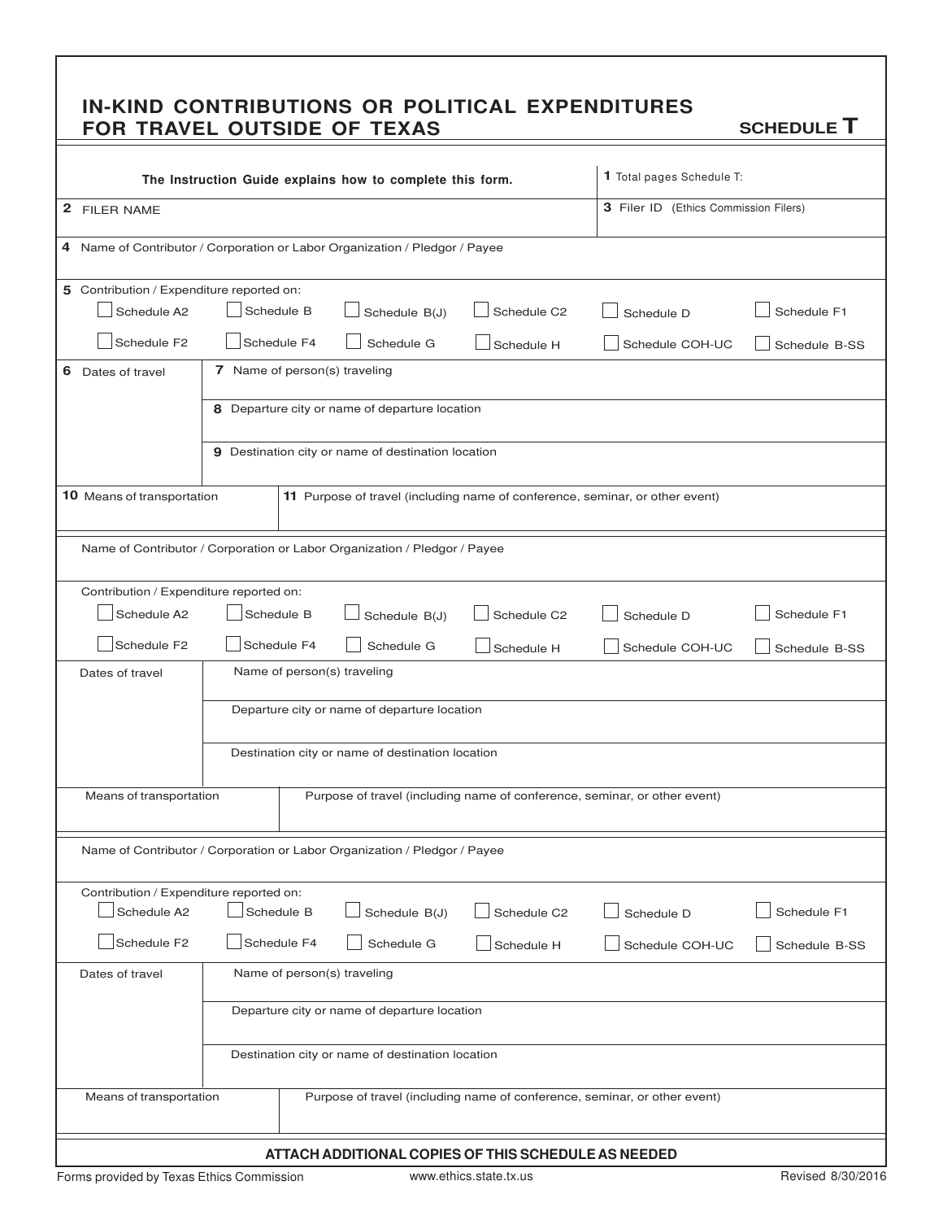# IN-KIND CONTRIBUTIONS OR POLITICAL EXPENDITURES FOR TRAVEL OUTSIDE OF TEXAS

**SCHEDULE T**

| | |
|---|---|
| The Instruction Guide explains how to complete this form. | 1 Total pages Schedule T: |
| 2 FILER NAME | 3 Filer ID (Ethics Commission Filers) |

4 Name of Contributor / Corporation or Labor Organization / Pledgor / Payee

5 Contribution / Expenditure reported on:

- ☐ Schedule A2
- ☐ Schedule B
- ☐ Schedule B(J)
- ☐ Schedule C2
- ☐ Schedule D
- ☐ Schedule F1
- ☐ Schedule F2
- ☐ Schedule F4
- ☐ Schedule G
- ☐ Schedule H
- ☐ Schedule COH-UC
- ☐ Schedule B-SS

| | |
|---|---|
| 6 Dates of travel | 7 Name of person(s) traveling |
| | 8 Departure city or name of departure location |
| | 9 Destination city or name of destination location |

| | |
|---|---|
| 10 Means of transportation | 11 Purpose of travel (including name of conference, seminar, or other event) |

---

Name of Contributor / Corporation or Labor Organization / Pledgor / Payee

Contribution / Expenditure reported on:

- ☐ Schedule A2
- ☐ Schedule B
- ☐ Schedule B(J)
- ☐ Schedule C2
- ☐ Schedule D
- ☐ Schedule F1
- ☐ Schedule F2
- ☐ Schedule F4
- ☐ Schedule G
- ☐ Schedule H
- ☐ Schedule COH-UC
- ☐ Schedule B-SS

| | |
|---|---|
| Dates of travel | Name of person(s) traveling |
| | Departure city or name of departure location |
| | Destination city or name of destination location |

| | |
|---|---|
| Means of transportation | Purpose of travel (including name of conference, seminar, or other event) |

---

Name of Contributor / Corporation or Labor Organization / Pledgor / Payee

Contribution / Expenditure reported on:

- ☐ Schedule A2
- ☐ Schedule B
- ☐ Schedule B(J)
- ☐ Schedule C2
- ☐ Schedule D
- ☐ Schedule F1
- ☐ Schedule F2
- ☐ Schedule F4
- ☐ Schedule G
- ☐ Schedule H
- ☐ Schedule COH-UC
- ☐ Schedule B-SS

| | |
|---|---|
| Dates of travel | Name of person(s) traveling |
| | Departure city or name of departure location |
| | Destination city or name of destination location |

| | |
|---|---|
| Means of transportation | Purpose of travel (including name of conference, seminar, or other event) |

**ATTACH ADDITIONAL COPIES OF THIS SCHEDULE AS NEEDED**

Forms provided by Texas Ethics Commission www.ethics.state.tx.us Revised 8/30/2016